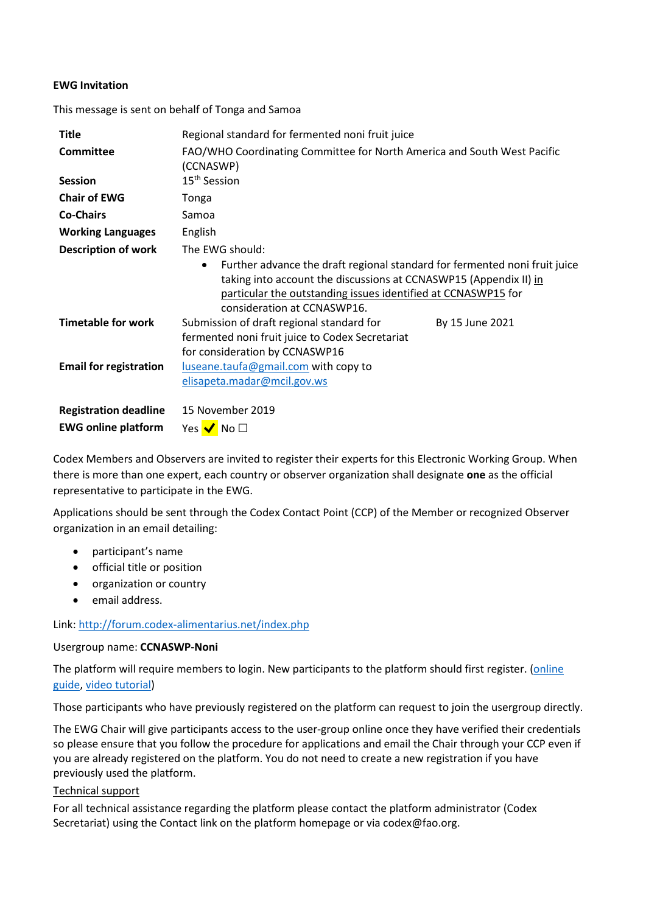**EWG Invitation**

This message is sent on behalf of Tonga and Samoa

| | | |
|---|---|---|
| **Title** | Regional standard for fermented noni fruit juice | |
| **Committee** | FAO/WHO Coordinating Committee for North America and South West Pacific (CCNASWP) | |
| **Session** | 15th Session | |
| **Chair of EWG** | Tonga | |
| **Co-Chairs** | Samoa | |
| **Working Languages** | English | |
| **Description of work** | The EWG should:<br>• Further advance the draft regional standard for fermented noni fruit juice taking into account the discussions at CCNASWP15 (Appendix II) in particular the outstanding issues identified at CCNASWP15 for consideration at CCNASWP16. | |
| **Timetable for work** | Submission of draft regional standard for fermented noni fruit juice to Codex Secretariat for consideration by CCNASWP16 | By 15 June 2021 |
| **Email for registration** | luseane.taufa@gmail.com with copy to elisapeta.madar@mcil.gov.ws | |
| **Registration deadline** | 15 November 2019 | |
| **EWG online platform** | Yes ✔ No ☐ | |

Codex Members and Observers are invited to register their experts for this Electronic Working Group. When there is more than one expert, each country or observer organization shall designate **one** as the official representative to participate in the EWG.

Applications should be sent through the Codex Contact Point (CCP) of the Member or recognized Observer organization in an email detailing:

- participant's name
- official title or position
- organization or country
- email address.

Link: http://forum.codex-alimentarius.net/index.php

Usergroup name: **CCNASWP-Noni**

The platform will require members to login. New participants to the platform should first register. (online guide, video tutorial)

Those participants who have previously registered on the platform can request to join the usergroup directly.

The EWG Chair will give participants access to the user-group online once they have verified their credentials so please ensure that you follow the procedure for applications and email the Chair through your CCP even if you are already registered on the platform. You do not need to create a new registration if you have previously used the platform.

Technical support

For all technical assistance regarding the platform please contact the platform administrator (Codex Secretariat) using the Contact link on the platform homepage or via codex@fao.org.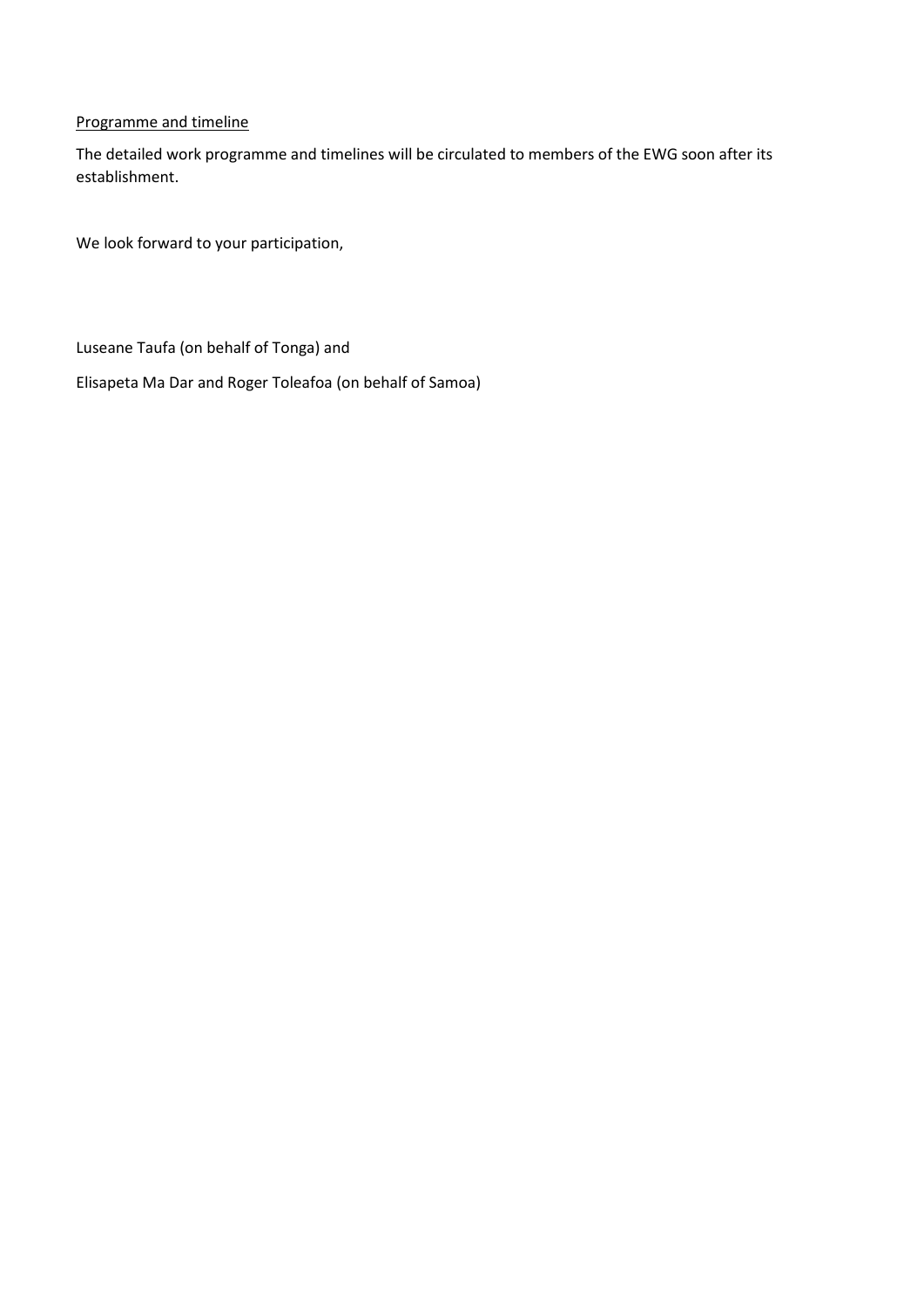Programme and timeline

The detailed work programme and timelines will be circulated to members of the EWG soon after its establishment.

We look forward to your participation,

Luseane Taufa (on behalf of Tonga) and

Elisapeta Ma Dar and Roger Toleafoa (on behalf of Samoa)